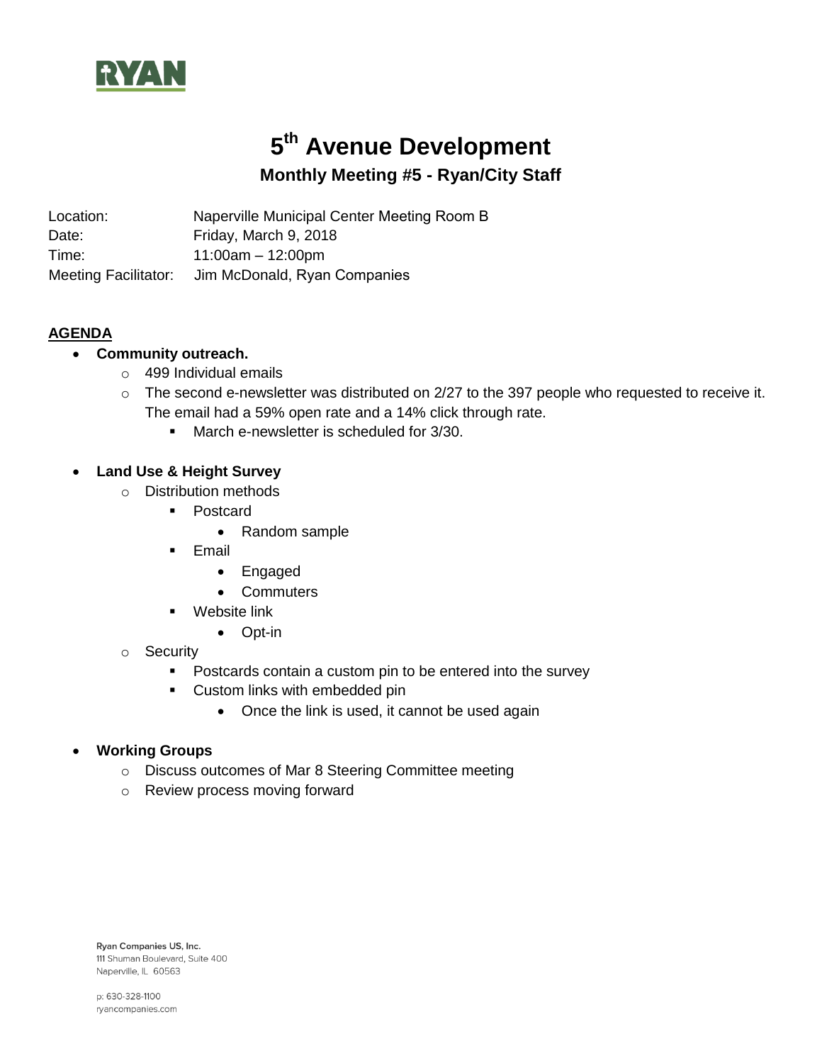RYAN

# 5th Avenue Development

## Monthly Meeting #5 - Ryan/City Staff

Location: Naperville Municipal Center Meeting Room B
Date: Friday, March 9, 2018
Time: 11:00am – 12:00pm
Meeting Facilitator: Jim McDonald, Ryan Companies

**AGENDA**

- **Community outreach.**
  - 499 Individual emails
  - The second e-newsletter was distributed on 2/27 to the 397 people who requested to receive it. The email had a 59% open rate and a 14% click through rate.
    - March e-newsletter is scheduled for 3/30.
- **Land Use & Height Survey**
  - Distribution methods
    - Postcard
      - Random sample
    - Email
      - Engaged
      - Commuters
    - Website link
      - Opt-in
  - Security
    - Postcards contain a custom pin to be entered into the survey
    - Custom links with embedded pin
      - Once the link is used, it cannot be used again
- **Working Groups**
  - Discuss outcomes of Mar 8 Steering Committee meeting
  - Review process moving forward

Ryan Companies US, Inc.
111 Shuman Boulevard, Suite 400
Naperville, IL 60563

p: 630-328-1100
ryancompanies.com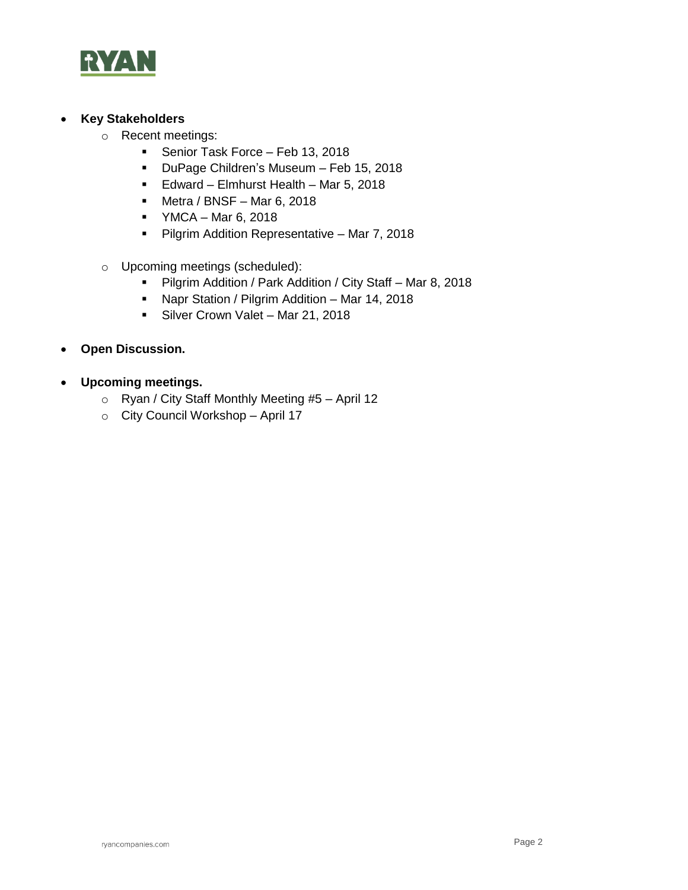- **Key Stakeholders**
  - Recent meetings:
    - Senior Task Force – Feb 13, 2018
    - DuPage Children's Museum – Feb 15, 2018
    - Edward – Elmhurst Health – Mar 5, 2018
    - Metra / BNSF – Mar 6, 2018
    - YMCA – Mar 6, 2018
    - Pilgrim Addition Representative – Mar 7, 2018
  - Upcoming meetings (scheduled):
    - Pilgrim Addition / Park Addition / City Staff – Mar 8, 2018
    - Napr Station / Pilgrim Addition – Mar 14, 2018
    - Silver Crown Valet – Mar 21, 2018
- **Open Discussion.**
- **Upcoming meetings.**
  - Ryan / City Staff Monthly Meeting #5 – April 12
  - City Council Workshop – April 17